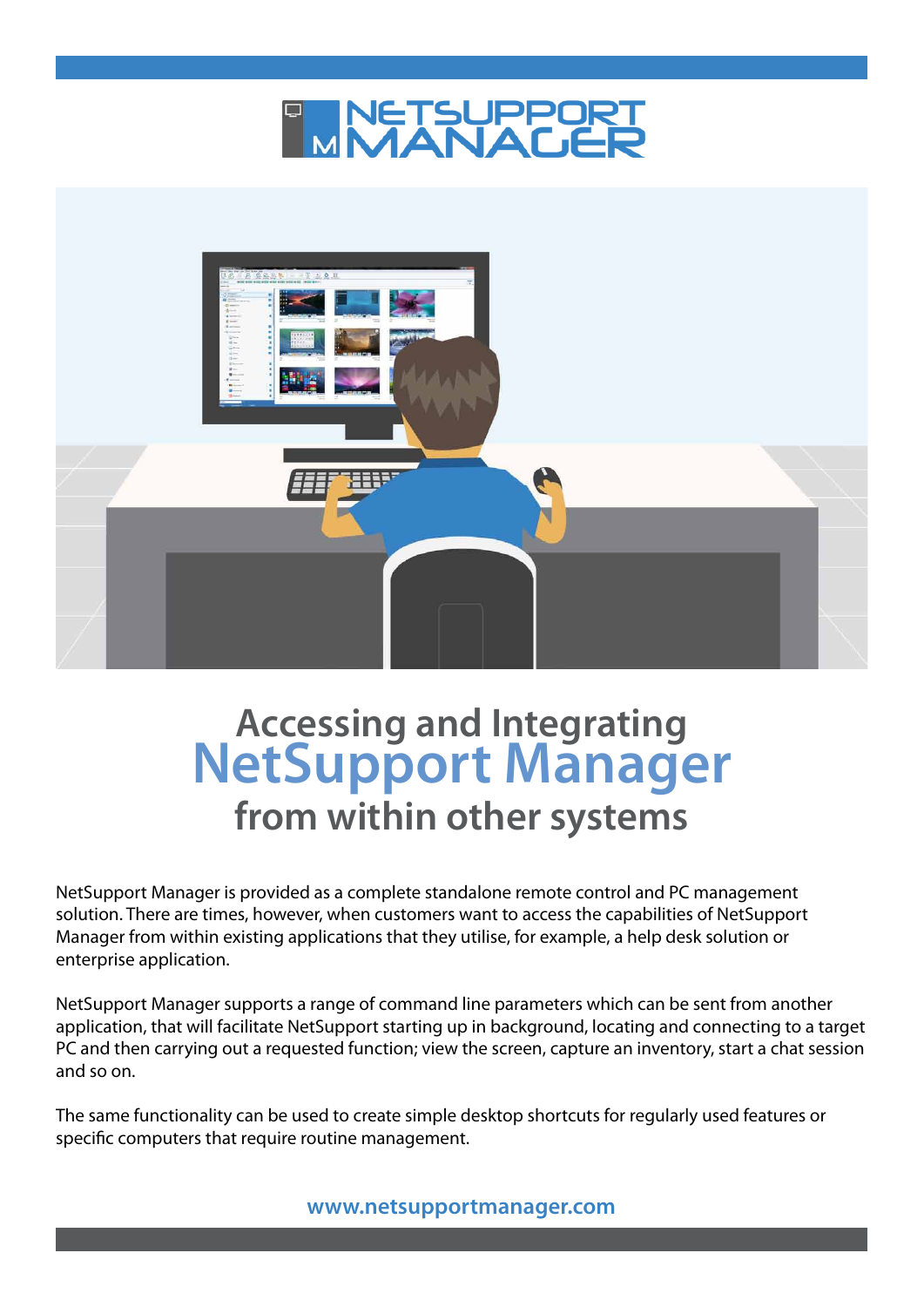# Accessing and Integrating NetSupport Manager from within other systems

NetSupport Manager is provided as a complete standalone remote control and PC management solution. There are times, however, when customers want to access the capabilities of NetSupport Manager from within existing applications that they utilise, for example, a help desk solution or enterprise application.

NetSupport Manager supports a range of command line parameters which can be sent from another application, that will facilitate NetSupport starting up in background, locating and connecting to a target PC and then carrying out a requested function; view the screen, capture an inventory, start a chat session and so on.

The same functionality can be used to create simple desktop shortcuts for regularly used features or specific computers that require routine management.

**www.netsupportmanager.com**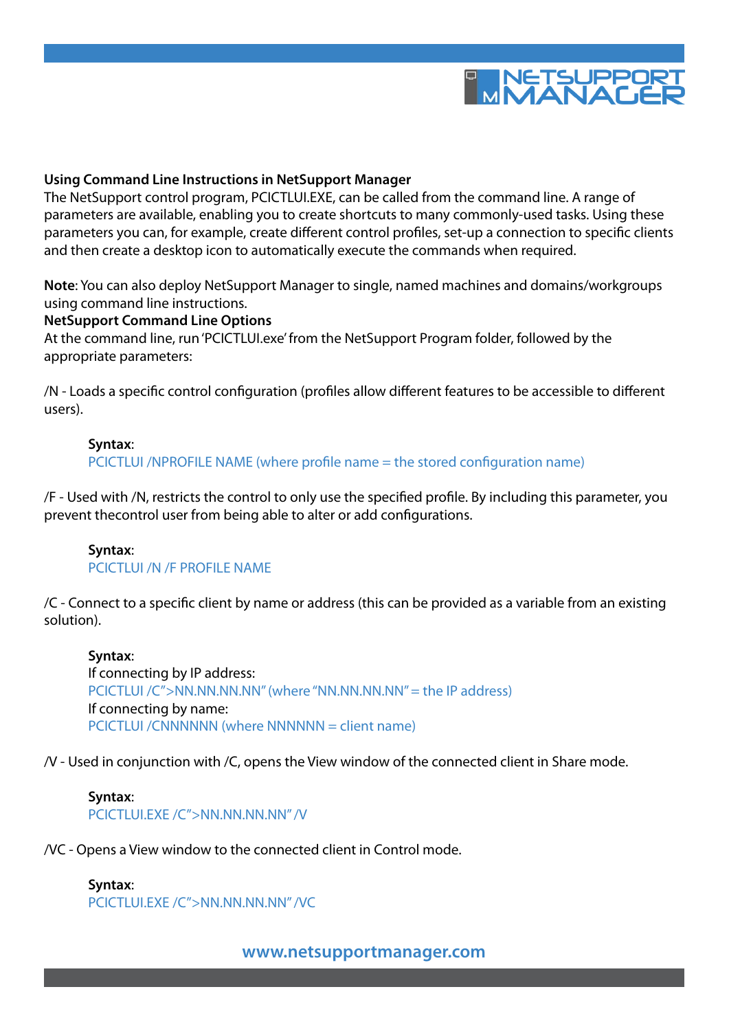**Using Command Line Instructions in NetSupport Manager**

The NetSupport control program, PCICTLUI.EXE, can be called from the command line. A range of parameters are available, enabling you to create shortcuts to many commonly-used tasks. Using these parameters you can, for example, create different control profiles, set-up a connection to specific clients and then create a desktop icon to automatically execute the commands when required.

**Note**: You can also deploy NetSupport Manager to single, named machines and domains/workgroups using command line instructions.

**NetSupport Command Line Options**

At the command line, run 'PCICTLUI.exe' from the NetSupport Program folder, followed by the appropriate parameters:

/N - Loads a specific control configuration (profiles allow different features to be accessible to different users).

> **Syntax**:
> PCICTLUI /NPROFILE NAME (where profile name = the stored configuration name)

/F - Used with /N, restricts the control to only use the specified profile. By including this parameter, you prevent thecontrol user from being able to alter or add configurations.

> **Syntax**:
> PCICTLUI /N /F PROFILE NAME

/C - Connect to a specific client by name or address (this can be provided as a variable from an existing solution).

> **Syntax**:
> If connecting by IP address:
> PCICTLUI /C">NN.NN.NN.NN" (where "NN.NN.NN.NN" = the IP address)
> If connecting by name:
> PCICTLUI /CNNNNNN (where NNNNNN = client name)

/V - Used in conjunction with /C, opens the View window of the connected client in Share mode.

> **Syntax**:
> PCICTLUI.EXE /C">NN.NN.NN.NN" /V

/VC - Opens a View window to the connected client in Control mode.

> **Syntax**:
> PCICTLUI.EXE /C">NN.NN.NN.NN" /VC

**www.netsupportmanager.com**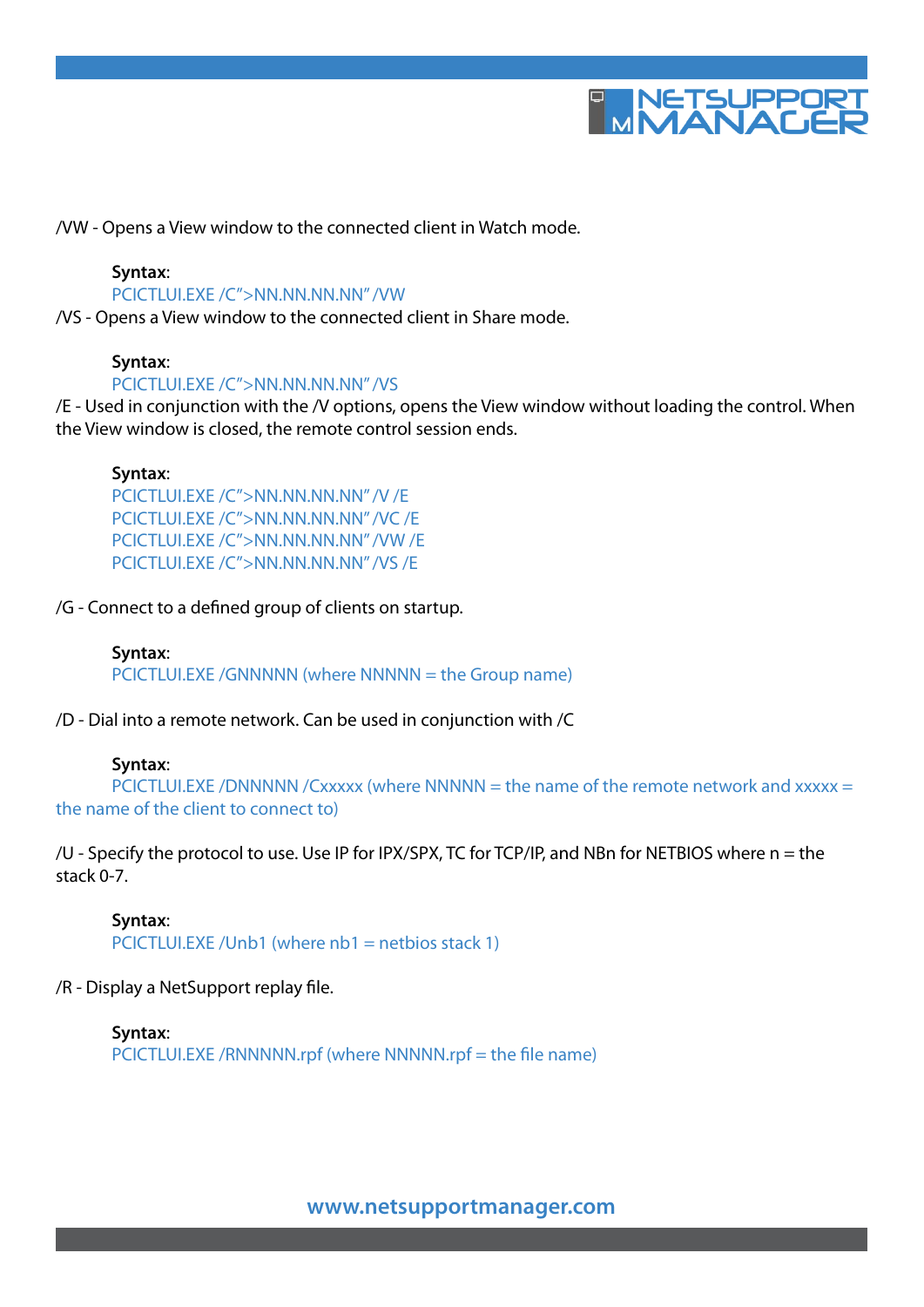/VW - Opens a View window to the connected client in Watch mode.

**Syntax**:
PCICTLUI.EXE /C">NN.NN.NN.NN" /VW

/VS - Opens a View window to the connected client in Share mode.

**Syntax**:
PCICTLUI.EXE /C">NN.NN.NN.NN" /VS

/E - Used in conjunction with the /V options, opens the View window without loading the control. When the View window is closed, the remote control session ends.

**Syntax**:
PCICTLUI.EXE /C">NN.NN.NN.NN" /V /E
PCICTLUI.EXE /C">NN.NN.NN.NN" /VC /E
PCICTLUI.EXE /C">NN.NN.NN.NN" /VW /E
PCICTLUI.EXE /C">NN.NN.NN.NN" /VS /E

/G - Connect to a defined group of clients on startup.

**Syntax**:
PCICTLUI.EXE /GNNNNN (where NNNNN = the Group name)

/D - Dial into a remote network. Can be used in conjunction with /C

**Syntax**:
PCICTLUI.EXE /DNNNNN /Cxxxxx (where NNNNN = the name of the remote network and xxxxx = the name of the client to connect to)

/U - Specify the protocol to use. Use IP for IPX/SPX, TC for TCP/IP, and NBn for NETBIOS where n = the stack 0-7.

**Syntax**:
PCICTLUI.EXE /Unb1 (where nb1 = netbios stack 1)

/R - Display a NetSupport replay file.

**Syntax**:
PCICTLUI.EXE /RNNNNN.rpf (where NNNNN.rpf = the file name)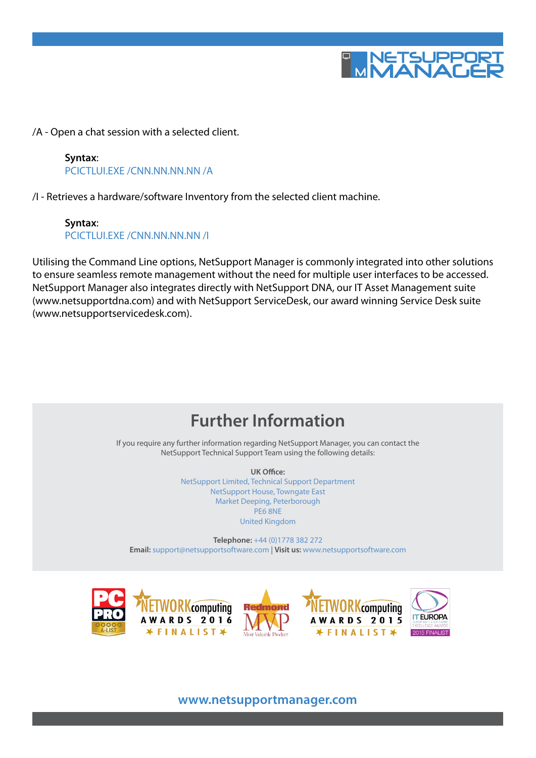/A - Open a chat session with a selected client.

**Syntax**:
PCICTLUI.EXE /CNN.NN.NN.NN /A

/I - Retrieves a hardware/software Inventory from the selected client machine.

**Syntax**:
PCICTLUI.EXE /CNN.NN.NN.NN /I

Utilising the Command Line options, NetSupport Manager is commonly integrated into other solutions to ensure seamless remote management without the need for multiple user interfaces to be accessed. NetSupport Manager also integrates directly with NetSupport DNA, our IT Asset Management suite (www.netsupportdna.com) and with NetSupport ServiceDesk, our award winning Service Desk suite (www.netsupportservicedesk.com).

## Further Information

If you require any further information regarding NetSupport Manager, you can contact the NetSupport Technical Support Team using the following details:

**UK Office:**
NetSupport Limited, Technical Support Department
NetSupport House, Towngate East
Market Deeping, Peterborough
PE6 8NE
United Kingdom

**Telephone:** +44 (0)1778 382 272
**Email:** support@netsupportsoftware.com | **Visit us:** www.netsupportsoftware.com

www.netsupportmanager.com